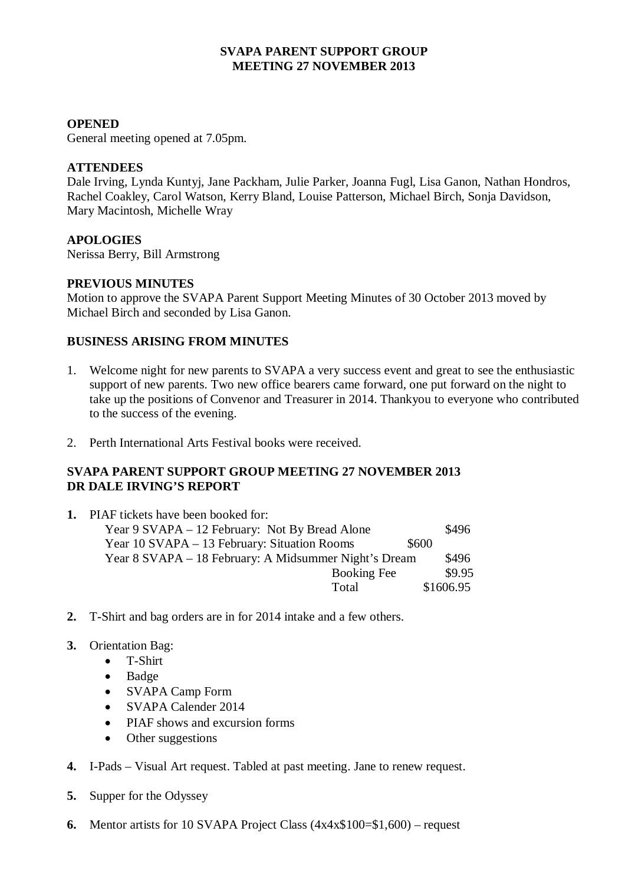# SVAPA PARENT SUPPORT GROUP
# MEETING 27 NOVEMBER 2013

**OPENED**
General meeting opened at 7.05pm.

**ATTENDEES**
Dale Irving, Lynda Kuntyj, Jane Packham, Julie Parker, Joanna Fugl, Lisa Ganon, Nathan Hondros, Rachel Coakley, Carol Watson, Kerry Bland, Louise Patterson, Michael Birch, Sonja Davidson, Mary Macintosh, Michelle Wray

**APOLOGIES**
Nerissa Berry, Bill Armstrong

**PREVIOUS MINUTES**
Motion to approve the SVAPA Parent Support Meeting Minutes of 30 October 2013 moved by Michael Birch and seconded by Lisa Ganon.

**BUSINESS ARISING FROM MINUTES**

1. Welcome night for new parents to SVAPA a very success event and great to see the enthusiastic support of new parents. Two new office bearers came forward, one put forward on the night to take up the positions of Convenor and Treasurer in 2014. Thankyou to everyone who contributed to the success of the evening.

2. Perth International Arts Festival books were received.

**SVAPA PARENT SUPPORT GROUP MEETING 27 NOVEMBER 2013**
**DR DALE IRVING'S REPORT**

1. **PIAF tickets have been booked for:**

| | |
|---|---|
| Year 9 SVAPA – 12 February: Not By Bread Alone | $496 |
| Year 10 SVAPA – 13 February: Situation Rooms | $600 |
| Year 8 SVAPA – 18 February: A Midsummer Night's Dream | $496 |
| Booking Fee | $9.95 |
| Total | $1606.95 |

2. T-Shirt and bag orders are in for 2014 intake and a few others.

3. Orientation Bag:
   - T-Shirt
   - Badge
   - SVAPA Camp Form
   - SVAPA Calender 2014
   - PIAF shows and excursion forms
   - Other suggestions

4. I-Pads – Visual Art request. Tabled at past meeting. Jane to renew request.

5. Supper for the Odyssey

6. Mentor artists for 10 SVAPA Project Class (4x4x$100=$1,600) – request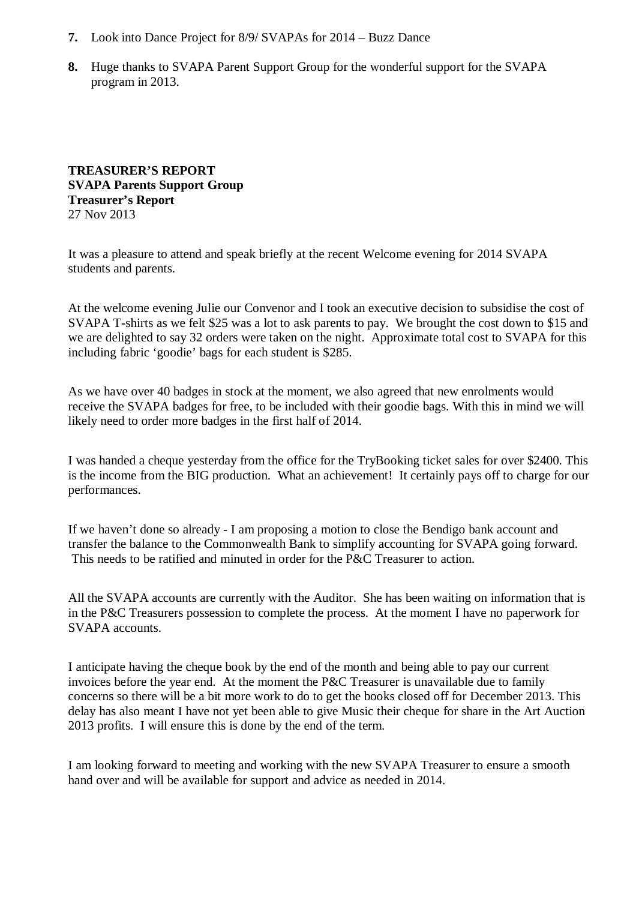7. Look into Dance Project for 8/9/ SVAPAs for 2014 – Buzz Dance

8. Huge thanks to SVAPA Parent Support Group for the wonderful support for the SVAPA program in 2013.

**TREASURER'S REPORT**
**SVAPA Parents Support Group**
**Treasurer's Report**
27 Nov 2013

It was a pleasure to attend and speak briefly at the recent Welcome evening for 2014 SVAPA students and parents.

At the welcome evening Julie our Convenor and I took an executive decision to subsidise the cost of SVAPA T-shirts as we felt $25 was a lot to ask parents to pay. We brought the cost down to $15 and we are delighted to say 32 orders were taken on the night. Approximate total cost to SVAPA for this including fabric 'goodie' bags for each student is $285.

As we have over 40 badges in stock at the moment, we also agreed that new enrolments would receive the SVAPA badges for free, to be included with their goodie bags. With this in mind we will likely need to order more badges in the first half of 2014.

I was handed a cheque yesterday from the office for the TryBooking ticket sales for over $2400. This is the income from the BIG production. What an achievement! It certainly pays off to charge for our performances.

If we haven't done so already - I am proposing a motion to close the Bendigo bank account and transfer the balance to the Commonwealth Bank to simplify accounting for SVAPA going forward. This needs to be ratified and minuted in order for the P&C Treasurer to action.

All the SVAPA accounts are currently with the Auditor. She has been waiting on information that is in the P&C Treasurers possession to complete the process. At the moment I have no paperwork for SVAPA accounts.

I anticipate having the cheque book by the end of the month and being able to pay our current invoices before the year end. At the moment the P&C Treasurer is unavailable due to family concerns so there will be a bit more work to do to get the books closed off for December 2013. This delay has also meant I have not yet been able to give Music their cheque for share in the Art Auction 2013 profits. I will ensure this is done by the end of the term.

I am looking forward to meeting and working with the new SVAPA Treasurer to ensure a smooth hand over and will be available for support and advice as needed in 2014.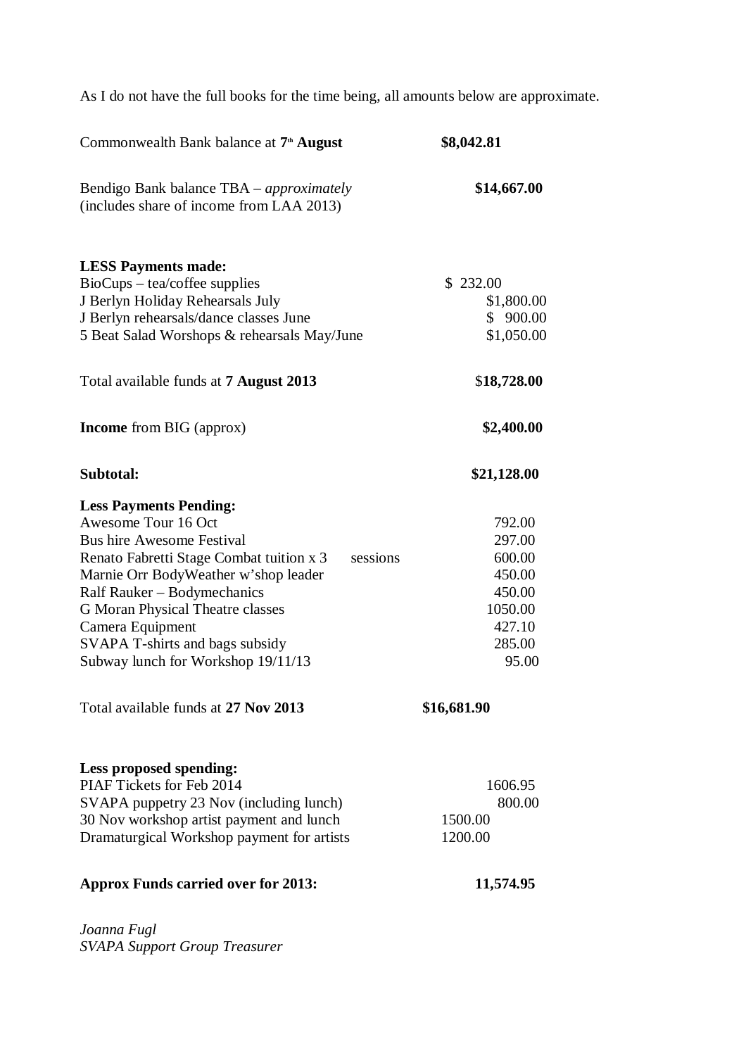As I do not have the full books for the time being, all amounts below are approximate.

| | |
|---|---|
| Commonwealth Bank balance at **7th August** | **$8,042.81** |
| Bendigo Bank balance TBA – *approximately* (includes share of income from LAA 2013) | **$14,667.00** |
| **LESS Payments made:** | |
| BioCups – tea/coffee supplies | $ 232.00 |
| J Berlyn Holiday Rehearsals July | $1,800.00 |
| J Berlyn rehearsals/dance classes June | $ 900.00 |
| 5 Beat Salad Worshops & rehearsals May/June | $1,050.00 |
| Total available funds at **7 August 2013** | $**18,728.00** |
| **Income** from BIG (approx) | **$2,400.00** |
| **Subtotal:** | **$21,128.00** |
| **Less Payments Pending:** | |
| Awesome Tour 16 Oct | 792.00 |
| Bus hire Awesome Festival | 297.00 |
| Renato Fabretti Stage Combat tuition x 3 sessions | 600.00 |
| Marnie Orr BodyWeather w'shop leader | 450.00 |
| Ralf Rauker – Bodymechanics | 450.00 |
| G Moran Physical Theatre classes | 1050.00 |
| Camera Equipment | 427.10 |
| SVAPA T-shirts and bags subsidy | 285.00 |
| Subway lunch for Workshop 19/11/13 | 95.00 |
| Total available funds at **27 Nov 2013** | **$16,681.90** |
| **Less proposed spending:** | |
| PIAF Tickets for Feb 2014 | 1606.95 |
| SVAPA puppetry 23 Nov (including lunch) | 800.00 |
| 30 Nov workshop artist payment and lunch | 1500.00 |
| Dramaturgical Workshop payment for artists | 1200.00 |
| **Approx Funds carried over for 2013:** | **11,574.95** |

*Joanna Fugl*
*SVAPA Support Group Treasurer*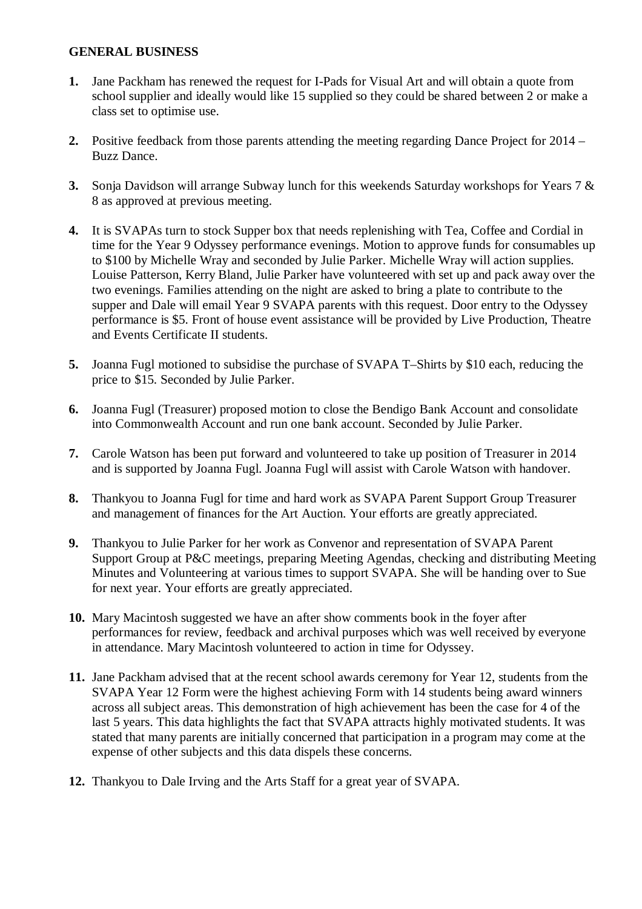**GENERAL BUSINESS**

1. Jane Packham has renewed the request for I-Pads for Visual Art and will obtain a quote from school supplier and ideally would like 15 supplied so they could be shared between 2 or make a class set to optimise use.

2. Positive feedback from those parents attending the meeting regarding Dance Project for 2014 – Buzz Dance.

3. Sonja Davidson will arrange Subway lunch for this weekends Saturday workshops for Years 7 & 8 as approved at previous meeting.

4. It is SVAPAs turn to stock Supper box that needs replenishing with Tea, Coffee and Cordial in time for the Year 9 Odyssey performance evenings. Motion to approve funds for consumables up to $100 by Michelle Wray and seconded by Julie Parker. Michelle Wray will action supplies. Louise Patterson, Kerry Bland, Julie Parker have volunteered with set up and pack away over the two evenings. Families attending on the night are asked to bring a plate to contribute to the supper and Dale will email Year 9 SVAPA parents with this request. Door entry to the Odyssey performance is $5. Front of house event assistance will be provided by Live Production, Theatre and Events Certificate II students.

5. Joanna Fugl motioned to subsidise the purchase of SVAPA T–Shirts by $10 each, reducing the price to $15. Seconded by Julie Parker.

6. Joanna Fugl (Treasurer) proposed motion to close the Bendigo Bank Account and consolidate into Commonwealth Account and run one bank account. Seconded by Julie Parker.

7. Carole Watson has been put forward and volunteered to take up position of Treasurer in 2014 and is supported by Joanna Fugl. Joanna Fugl will assist with Carole Watson with handover.

8. Thankyou to Joanna Fugl for time and hard work as SVAPA Parent Support Group Treasurer and management of finances for the Art Auction. Your efforts are greatly appreciated.

9. Thankyou to Julie Parker for her work as Convenor and representation of SVAPA Parent Support Group at P&C meetings, preparing Meeting Agendas, checking and distributing Meeting Minutes and Volunteering at various times to support SVAPA. She will be handing over to Sue for next year. Your efforts are greatly appreciated.

10. Mary Macintosh suggested we have an after show comments book in the foyer after performances for review, feedback and archival purposes which was well received by everyone in attendance. Mary Macintosh volunteered to action in time for Odyssey.

11. Jane Packham advised that at the recent school awards ceremony for Year 12, students from the SVAPA Year 12 Form were the highest achieving Form with 14 students being award winners across all subject areas. This demonstration of high achievement has been the case for 4 of the last 5 years. This data highlights the fact that SVAPA attracts highly motivated students. It was stated that many parents are initially concerned that participation in a program may come at the expense of other subjects and this data dispels these concerns.

12. Thankyou to Dale Irving and the Arts Staff for a great year of SVAPA.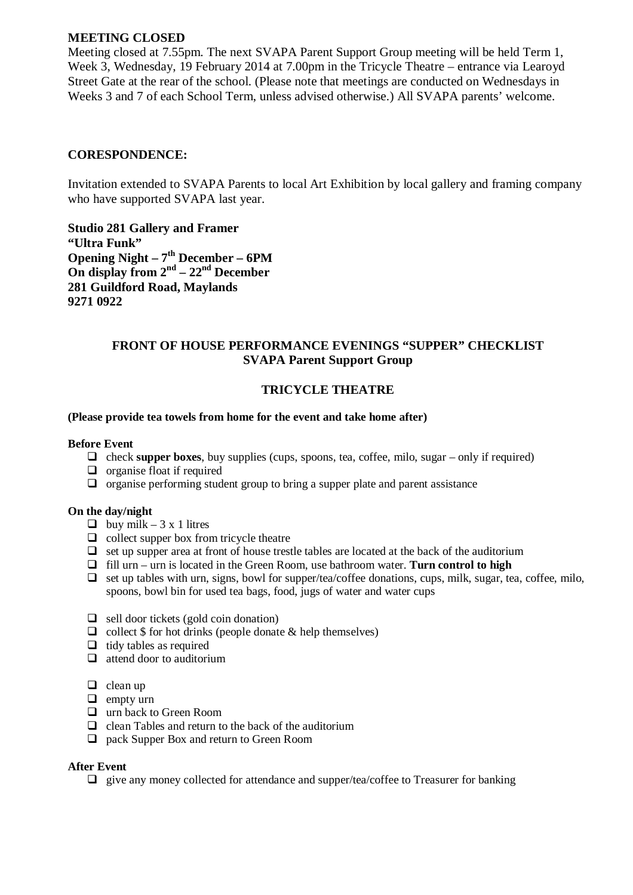**MEETING CLOSED**

Meeting closed at 7.55pm. The next SVAPA Parent Support Group meeting will be held Term 1, Week 3, Wednesday, 19 February 2014 at 7.00pm in the Tricycle Theatre – entrance via Learoyd Street Gate at the rear of the school. (Please note that meetings are conducted on Wednesdays in Weeks 3 and 7 of each School Term, unless advised otherwise.) All SVAPA parents' welcome.

**CORESPONDENCE:**

Invitation extended to SVAPA Parents to local Art Exhibition by local gallery and framing company who have supported SVAPA last year.

**Studio 281 Gallery and Framer**
**"Ultra Funk"**
**Opening Night – 7th December – 6PM**
**On display from 2nd – 22nd December**
**281 Guildford Road, Maylands**
**9271 0922**

## FRONT OF HOUSE PERFORMANCE EVENINGS "SUPPER" CHECKLIST
## SVAPA Parent Support Group

## TRICYCLE THEATRE

**(Please provide tea towels from home for the event and take home after)**

**Before Event**

- ❑ check **supper boxes**, buy supplies (cups, spoons, tea, coffee, milo, sugar – only if required)
- ❑ organise float if required
- ❑ organise performing student group to bring a supper plate and parent assistance

**On the day/night**

- ❑ buy milk – 3 x 1 litres
- ❑ collect supper box from tricycle theatre
- ❑ set up supper area at front of house trestle tables are located at the back of the auditorium
- ❑ fill urn – urn is located in the Green Room, use bathroom water. **Turn control to high**
- ❑ set up tables with urn, signs, bowl for supper/tea/coffee donations, cups, milk, sugar, tea, coffee, milo, spoons, bowl bin for used tea bags, food, jugs of water and water cups

- ❑ sell door tickets (gold coin donation)
- ❑ collect $ for hot drinks (people donate & help themselves)
- ❑ tidy tables as required
- ❑ attend door to auditorium

- ❑ clean up
- ❑ empty urn
- ❑ urn back to Green Room
- ❑ clean Tables and return to the back of the auditorium
- ❑ pack Supper Box and return to Green Room

**After Event**

- ❑ give any money collected for attendance and supper/tea/coffee to Treasurer for banking